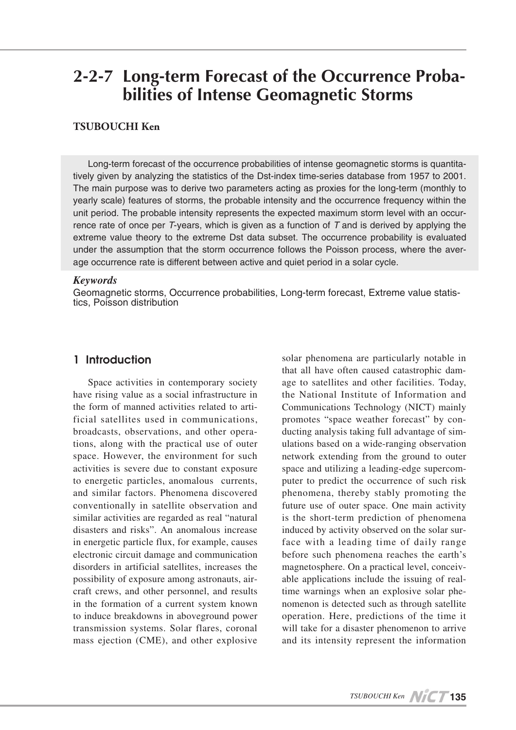# 2-2-7 Long-term Forecast of the Occurrence Probabilities of Intense Geomagnetic Storms

**TSUBOUCHI Ken**

Long-term forecast of the occurrence probabilities of intense geomagnetic storms is quantitatively given by analyzing the statistics of the Dst-index time-series database from 1957 to 2001. The main purpose was to derive two parameters acting as proxies for the long-term (monthly to yearly scale) features of storms, the probable intensity and the occurrence frequency within the unit period. The probable intensity represents the expected maximum storm level with an occurrence rate of once per $T$-years, which is given as a function of $T$ and is derived by applying the extreme value theory to the extreme Dst data subset. The occurrence probability is evaluated under the assumption that the storm occurrence follows the Poisson process, where the average occurrence rate is different between active and quiet period in a solar cycle.

***Keywords***

Geomagnetic storms, Occurrence probabilities, Long-term forecast, Extreme value statistics, Poisson distribution

## 1 Introduction

Space activities in contemporary society have rising value as a social infrastructure in the form of manned activities related to artificial satellites used in communications, broadcasts, observations, and other operations, along with the practical use of outer space. However, the environment for such activities is severe due to constant exposure to energetic particles, anomalous currents, and similar factors. Phenomena discovered conventionally in satellite observation and similar activities are regarded as real "natural disasters and risks". An anomalous increase in energetic particle flux, for example, causes electronic circuit damage and communication disorders in artificial satellites, increases the possibility of exposure among astronauts, aircraft crews, and other personnel, and results in the formation of a current system known to induce breakdowns in aboveground power transmission systems. Solar flares, coronal mass ejection (CME), and other explosive solar phenomena are particularly notable in that all have often caused catastrophic damage to satellites and other facilities. Today, the National Institute of Information and Communications Technology (NICT) mainly promotes "space weather forecast" by conducting analysis taking full advantage of simulations based on a wide-ranging observation network extending from the ground to outer space and utilizing a leading-edge supercomputer to predict the occurrence of such risk phenomena, thereby stably promoting the future use of outer space. One main activity is the short-term prediction of phenomena induced by activity observed on the solar surface with a leading time of daily range before such phenomena reaches the earth's magnetosphere. On a practical level, conceivable applications include the issuing of real-time warnings when an explosive solar phenomenon is detected such as through satellite operation. Here, predictions of the time it will take for a disaster phenomenon to arrive and its intensity represent the information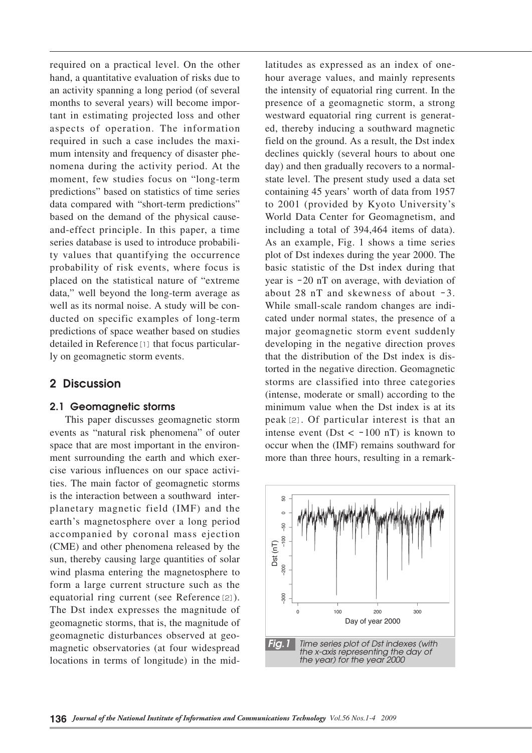required on a practical level. On the other hand, a quantitative evaluation of risks due to an activity spanning a long period (of several months to several years) will become important in estimating projected loss and other aspects of operation. The information required in such a case includes the maximum intensity and frequency of disaster phenomena during the activity period. At the moment, few studies focus on "long-term predictions" based on statistics of time series data compared with "short-term predictions" based on the demand of the physical cause-and-effect principle. In this paper, a time series database is used to introduce probability values that quantifying the occurrence probability of risk events, where focus is placed on the statistical nature of "extreme data," well beyond the long-term average as well as its normal noise. A study will be conducted on specific examples of long-term predictions of space weather based on studies detailed in Reference[1] that focus particularly on geomagnetic storm events.

## 2 Discussion

### 2.1 Geomagnetic storms

This paper discusses geomagnetic storm events as "natural risk phenomena" of outer space that are most important in the environment surrounding the earth and which exercise various influences on our space activities. The main factor of geomagnetic storms is the interaction between a southward interplanetary magnetic field (IMF) and the earth's magnetosphere over a long period accompanied by coronal mass ejection (CME) and other phenomena released by the sun, thereby causing large quantities of solar wind plasma entering the magnetosphere to form a large current structure such as the equatorial ring current (see Reference[2]). The Dst index expresses the magnitude of geomagnetic storms, that is, the magnitude of geomagnetic disturbances observed at geomagnetic observatories (at four widespread locations in terms of longitude) in the mid-latitudes as expressed as an index of one-hour average values, and mainly represents the intensity of equatorial ring current. In the presence of a geomagnetic storm, a strong westward equatorial ring current is generated, thereby inducing a southward magnetic field on the ground. As a result, the Dst index declines quickly (several hours to about one day) and then gradually recovers to a normal-state level. The present study used a data set containing 45 years' worth of data from 1957 to 2001 (provided by Kyoto University's World Data Center for Geomagnetism, and including a total of 394,464 items of data). As an example, Fig. 1 shows a time series plot of Dst indexes during the year 2000. The basic statistic of the Dst index during that year is $-20$ nT on average, with deviation of about 28 nT and skewness of about $-3$. While small-scale random changes are indicated under normal states, the presence of a major geomagnetic storm event suddenly developing in the negative direction proves that the distribution of the Dst index is distorted in the negative direction. Geomagnetic storms are classified into three categories (intense, moderate or small) according to the minimum value when the Dst index is at its peak[2]. Of particular interest is that an intense event ($\text{Dst} < -100$ nT) is known to occur when the (IMF) remains southward for more than three hours, resulting in a remark-

*Fig.1* Time series plot of Dst indexes (with the x-axis representing the day of the year) for the year 2000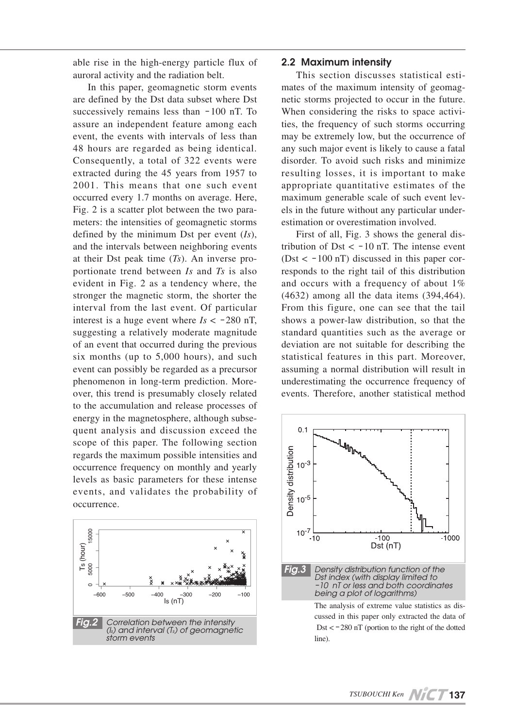able rise in the high-energy particle flux of auroral activity and the radiation belt.

In this paper, geomagnetic storm events are defined by the Dst data subset where Dst successively remains less than −100 nT. To assure an independent feature among each event, the events with intervals of less than 48 hours are regarded as being identical. Consequently, a total of 322 events were extracted during the 45 years from 1957 to 2001. This means that one such event occurred every 1.7 months on average. Here, Fig. 2 is a scatter plot between the two parameters: the intensities of geomagnetic storms defined by the minimum Dst per event ($I_s$), and the intervals between neighboring events at their Dst peak time ($T_s$). An inverse proportionate trend between $I_s$ and $T_s$ is also evident in Fig. 2 as a tendency where, the stronger the magnetic storm, the shorter the interval from the last event. Of particular interest is a huge event where $I_s < -280$ nT, suggesting a relatively moderate magnitude of an event that occurred during the previous six months (up to 5,000 hours), and such event can possibly be regarded as a precursor phenomenon in long-term prediction. Moreover, this trend is presumably closely related to the accumulation and release processes of energy in the magnetosphere, although subsequent analysis and discussion exceed the scope of this paper. The following section regards the maximum possible intensities and occurrence frequency on monthly and yearly levels as basic parameters for these intense events, and validates the probability of occurrence.

**Fig.2** Correlation between the intensity ($I_s$) and interval ($T_s$) of geomagnetic storm events

## 2.2 Maximum intensity

This section discusses statistical estimates of the maximum intensity of geomagnetic storms projected to occur in the future. When considering the risks to space activities, the frequency of such storms occurring may be extremely low, but the occurrence of any such major event is likely to cause a fatal disorder. To avoid such risks and minimize resulting losses, it is important to make appropriate quantitative estimates of the maximum generable scale of such event levels in the future without any particular underestimation or overestimation involved.

First of all, Fig. 3 shows the general distribution of Dst < −10 nT. The intense event (Dst < −100 nT) discussed in this paper corresponds to the right tail of this distribution and occurs with a frequency of about 1% (4632) among all the data items (394,464). From this figure, one can see that the tail shows a power-law distribution, so that the standard quantities such as the average or deviation are not suitable for describing the statistical features in this part. Moreover, assuming a normal distribution will result in underestimating the occurrence frequency of events. Therefore, another statistical method

**Fig.3** Density distribution function of the Dst index (with display limited to −10 nT or less and both coordinates being a plot of logarithms)

The analysis of extreme value statistics as discussed in this paper only extracted the data of Dst < −280 nT (portion to the right of the dotted line).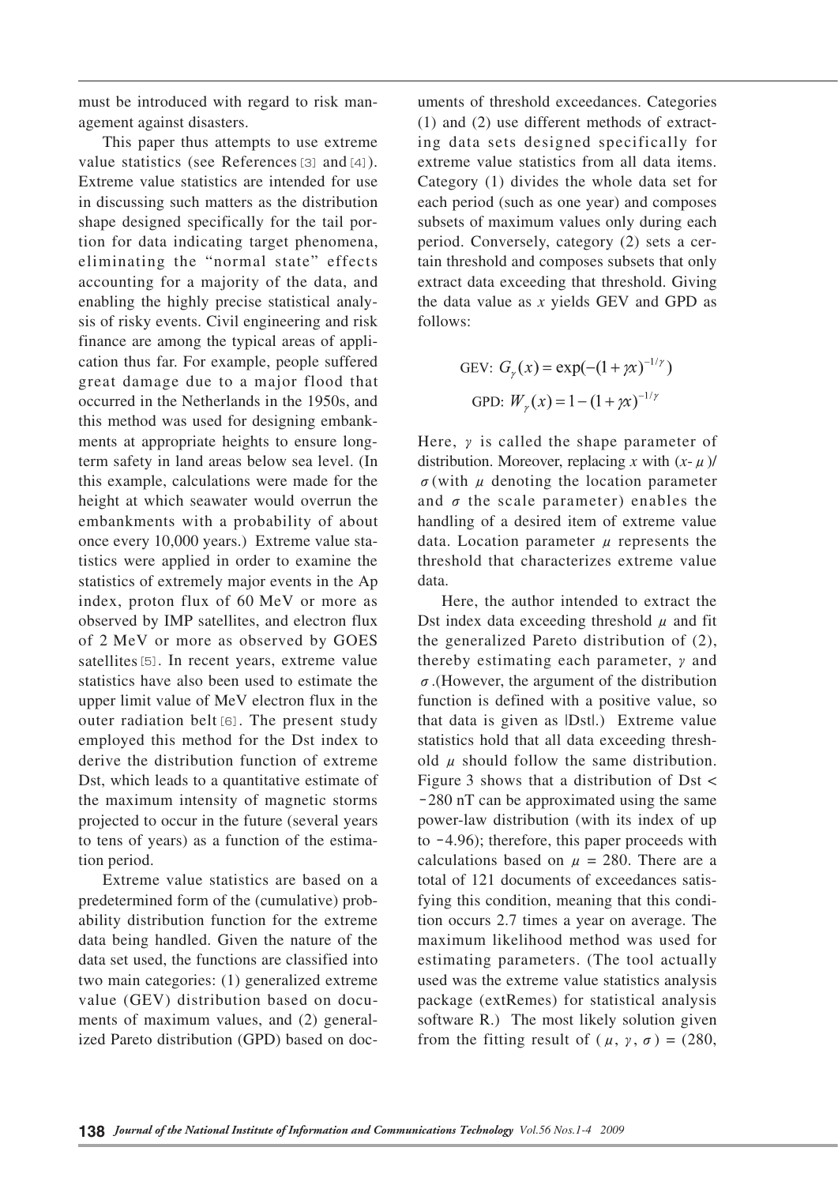must be introduced with regard to risk management against disasters.

This paper thus attempts to use extreme value statistics (see References[3] and[4]). Extreme value statistics are intended for use in discussing such matters as the distribution shape designed specifically for the tail portion for data indicating target phenomena, eliminating the "normal state" effects accounting for a majority of the data, and enabling the highly precise statistical analysis of risky events. Civil engineering and risk finance are among the typical areas of application thus far. For example, people suffered great damage due to a major flood that occurred in the Netherlands in the 1950s, and this method was used for designing embankments at appropriate heights to ensure long-term safety in land areas below sea level. (In this example, calculations were made for the height at which seawater would overrun the embankments with a probability of about once every 10,000 years.) Extreme value statistics were applied in order to examine the statistics of extremely major events in the Ap index, proton flux of 60 MeV or more as observed by IMP satellites, and electron flux of 2 MeV or more as observed by GOES satellites[5]. In recent years, extreme value statistics have also been used to estimate the upper limit value of MeV electron flux in the outer radiation belt[6]. The present study employed this method for the Dst index to derive the distribution function of extreme Dst, which leads to a quantitative estimate of the maximum intensity of magnetic storms projected to occur in the future (several years to tens of years) as a function of the estimation period.

Extreme value statistics are based on a predetermined form of the (cumulative) probability distribution function for the extreme data being handled. Given the nature of the data set used, the functions are classified into two main categories: (1) generalized extreme value (GEV) distribution based on documents of maximum values, and (2) generalized Pareto distribution (GPD) based on documents of threshold exceedances. Categories (1) and (2) use different methods of extracting data sets designed specifically for extreme value statistics from all data items. Category (1) divides the whole data set for each period (such as one year) and composes subsets of maximum values only during each period. Conversely, category (2) sets a certain threshold and composes subsets that only extract data exceeding that threshold. Giving the data value as $x$ yields GEV and GPD as follows:

$$\text{GEV: } G_{\gamma}(x) = \exp(-(1+\gamma x)^{-1/\gamma})$$

$$\text{GPD: } W_{\gamma}(x) = 1-(1+\gamma x)^{-1/\gamma}$$

Here, $\gamma$ is called the shape parameter of distribution. Moreover, replacing $x$ with $(x-\mu)/\sigma$ (with $\mu$ denoting the location parameter and $\sigma$ the scale parameter) enables the handling of a desired item of extreme value data. Location parameter $\mu$ represents the threshold that characterizes extreme value data.

Here, the author intended to extract the Dst index data exceeding threshold $\mu$ and fit the generalized Pareto distribution of (2), thereby estimating each parameter, $\gamma$ and $\sigma$. (However, the argument of the distribution function is defined with a positive value, so that data is given as |Dst|.) Extreme value statistics hold that all data exceeding threshold $\mu$ should follow the same distribution. Figure 3 shows that a distribution of Dst < −280 nT can be approximated using the same power-law distribution (with its index of up to −4.96); therefore, this paper proceeds with calculations based on $\mu$ = 280. There are a total of 121 documents of exceedances satisfying this condition, meaning that this condition occurs 2.7 times a year on average. The maximum likelihood method was used for estimating parameters. (The tool actually used was the extreme value statistics analysis package (extRemes) for statistical analysis software R.) The most likely solution given from the fitting result of ($\mu$, $\gamma$, $\sigma$) = (280,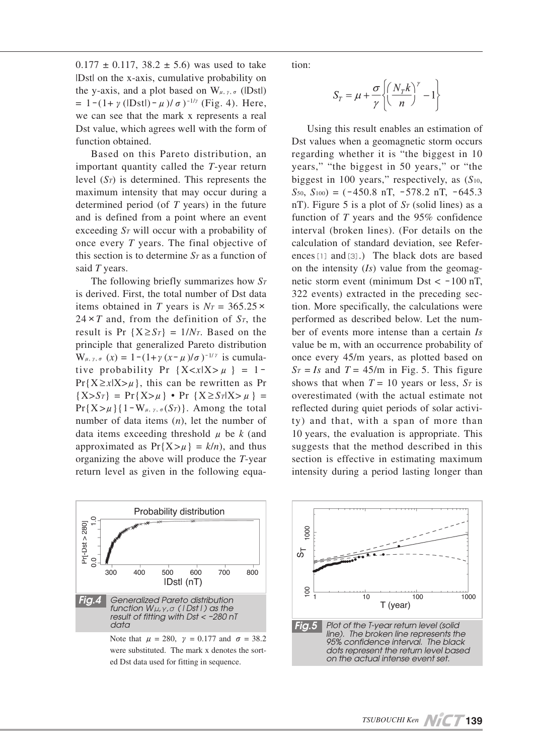0.177 ± 0.117, 38.2 ± 5.6) was used to take |Dst| on the x-axis, cumulative probability on the y-axis, and a plot based on $W_{\mu,\gamma,\sigma}$ (|Dst|) $= 1-(1+\gamma(|\text{Dst}|-\mu)/\sigma)^{-1/\gamma}$ (Fig. 4). Here, we can see that the mark x represents a real Dst value, which agrees well with the form of function obtained.

Based on this Pareto distribution, an important quantity called the *T*-year return level ($S_T$) is determined. This represents the maximum intensity that may occur during a determined period (of *T* years) in the future and is defined from a point where an event exceeding $S_T$ will occur with a probability of once every *T* years. The final objective of this section is to determine $S_T$ as a function of said *T* years.

The following briefly summarizes how $S_T$ is derived. First, the total number of Dst data items obtained in *T* years is $N_T = 365.25 \times 24 \times T$ and, from the definition of $S_T$, the result is $\Pr\{X \geq S_T\} = 1/N_T$. Based on the principle that generalized Pareto distribution $W_{\mu,\gamma,\sigma}(x) = 1-(1+\gamma(x-\mu)/\sigma)^{-1/\gamma}$ is cumulative probability $\Pr\{X<x|X>\mu\} = 1-\Pr\{X \geq x|X>\mu\}$, this can be rewritten as $\Pr\{X>S_T\} = \Pr\{X>\mu\} \cdot \Pr\{X \geq S_T|X>\mu\} = \Pr\{X>\mu\}\{1-W_{\mu,\gamma,\sigma}(S_T)\}$. Among the total number of data items ($n$), let the number of data items exceeding threshold $\mu$ be $k$ (and approximated as $\Pr\{X>\mu\} = k/n$), and thus organizing the above will produce the *T*-year return level as given in the following equation:

$$S_T = \mu + \frac{\sigma}{\gamma}\left\{\left(\frac{N_T k}{n}\right)^{\gamma} - 1\right\}$$

Using this result enables an estimation of Dst values when a geomagnetic storm occurs regarding whether it is "the biggest in 10 years," "the biggest in 50 years," or "the biggest in 100 years," respectively, as ($S_{10}$, $S_{50}$, $S_{100}$) = (−450.8 nT, −578.2 nT, −645.3 nT). Figure 5 is a plot of $S_T$ (solid lines) as a function of *T* years and the 95% confidence interval (broken lines). (For details on the calculation of standard deviation, see References[1] and[3].) The black dots are based on the intensity (*Is*) value from the geomagnetic storm event (minimum Dst < −100 nT, 322 events) extracted in the preceding section. More specifically, the calculations were performed as described below. Let the number of events more intense than a certain *Is* value be m, with an occurrence probability of once every 45/m years, as plotted based on $S_T = Is$ and $T = 45/\text{m}$ in Fig. 5. This figure shows that when $T = 10$ years or less, $S_T$ is overestimated (with the actual estimate not reflected during quiet periods of solar activity) and that, with a span of more than 10 years, the evaluation is appropriate. This suggests that the method described in this section is effective in estimating maximum intensity during a period lasting longer than

**Fig.4** Generalized Pareto distribution function $W_{\mu,\gamma,\sigma}$ (|Dst|) as the result of fitting with Dst < −280 nT data

Note that $\mu = 280$, $\gamma = 0.177$ and $\sigma = 38.2$ were substituted. The mark x denotes the sorted Dst data used for fitting in sequence.

**Fig.5** Plot of the T-year return level (solid line). The broken line represents the 95% confidence interval. The black dots represent the return level based on the actual intense event set.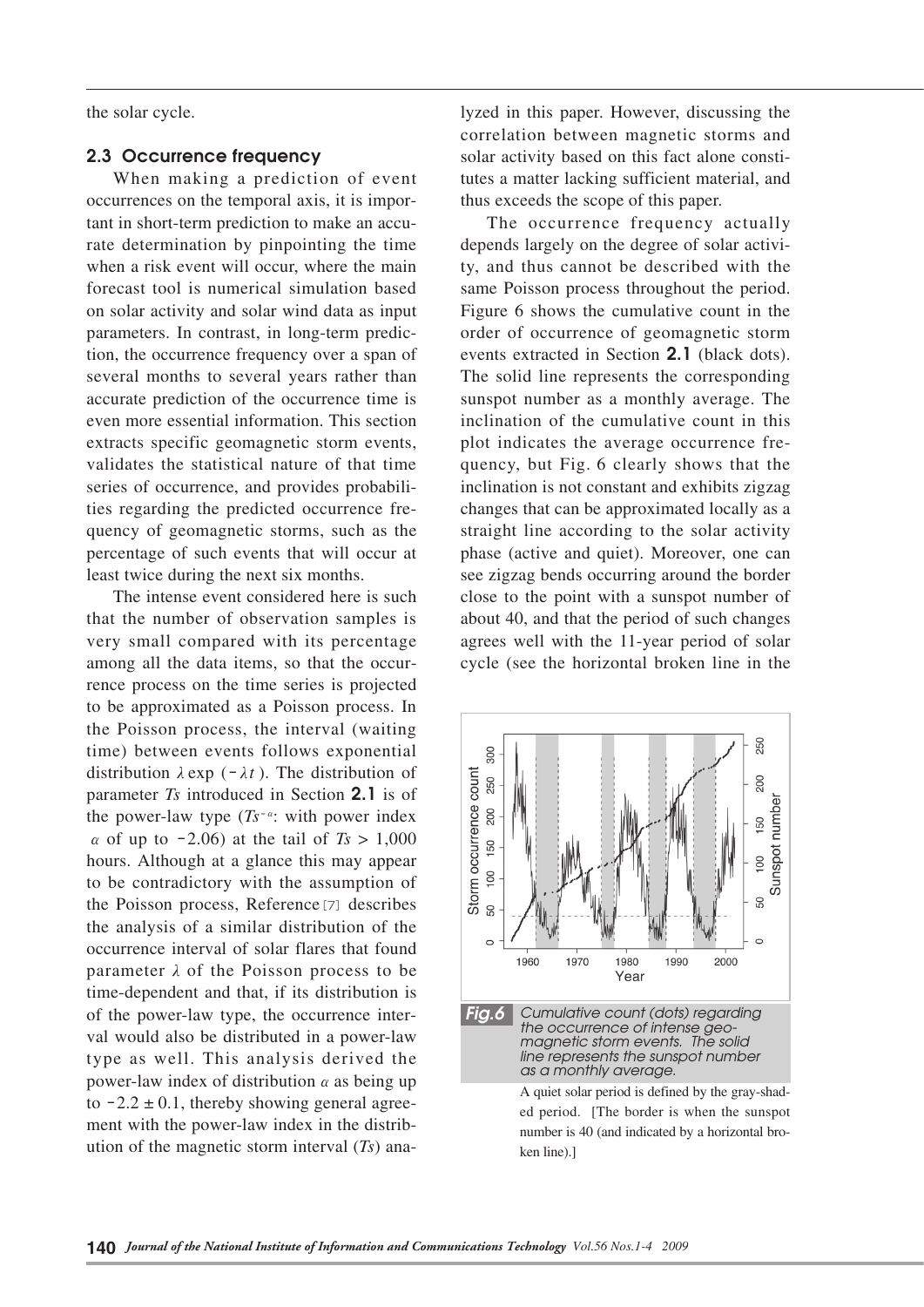the solar cycle.

### 2.3 Occurrence frequency

When making a prediction of event occurrences on the temporal axis, it is important in short-term prediction to make an accurate determination by pinpointing the time when a risk event will occur, where the main forecast tool is numerical simulation based on solar activity and solar wind data as input parameters. In contrast, in long-term prediction, the occurrence frequency over a span of several months to several years rather than accurate prediction of the occurrence time is even more essential information. This section extracts specific geomagnetic storm events, validates the statistical nature of that time series of occurrence, and provides probabilities regarding the predicted occurrence frequency of geomagnetic storms, such as the percentage of such events that will occur at least twice during the next six months.

The intense event considered here is such that the number of observation samples is very small compared with its percentage among all the data items, so that the occurrence process on the time series is projected to be approximated as a Poisson process. In the Poisson process, the interval (waiting time) between events follows exponential distribution $\lambda \exp(-\lambda t)$. The distribution of parameter $Ts$ introduced in Section **2.1** is of the power-law type ($Ts^{-\alpha}$: with power index $\alpha$ of up to $-2.06$) at the tail of $Ts > 1{,}000$ hours. Although at a glance this may appear to be contradictory with the assumption of the Poisson process, Reference [7] describes the analysis of a similar distribution of the occurrence interval of solar flares that found parameter $\lambda$ of the Poisson process to be time-dependent and that, if its distribution is of the power-law type, the occurrence interval would also be distributed in a power-law type as well. This analysis derived the power-law index of distribution $\alpha$ as being up to $-2.2 \pm 0.1$, thereby showing general agreement with the power-law index in the distribution of the magnetic storm interval ($Ts$) analyzed in this paper. However, discussing the correlation between magnetic storms and solar activity based on this fact alone constitutes a matter lacking sufficient material, and thus exceeds the scope of this paper.

The occurrence frequency actually depends largely on the degree of solar activity, and thus cannot be described with the same Poisson process throughout the period. Figure 6 shows the cumulative count in the order of occurrence of geomagnetic storm events extracted in Section **2.1** (black dots). The solid line represents the corresponding sunspot number as a monthly average. The inclination of the cumulative count in this plot indicates the average occurrence frequency, but Fig. 6 clearly shows that the inclination is not constant and exhibits zigzag changes that can be approximated locally as a straight line according to the solar activity phase (active and quiet). Moreover, one can see zigzag bends occurring around the border close to the point with a sunspot number of about 40, and that the period of such changes agrees well with the 11-year period of solar cycle (see the horizontal broken line in the

*Fig.6* *Cumulative count (dots) regarding the occurrence of intense geomagnetic storm events. The solid line represents the sunspot number as a monthly average.*

A quiet solar period is defined by the gray-shaded period. [The border is when the sunspot number is 40 (and indicated by a horizontal broken line).]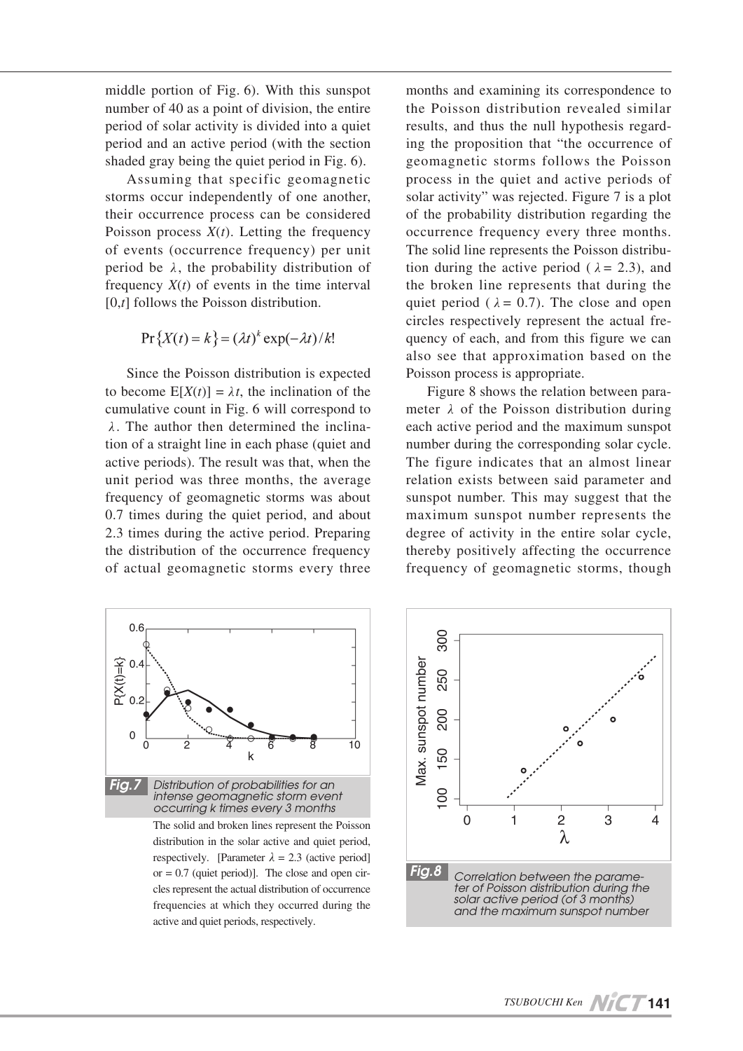middle portion of Fig. 6). With this sunspot number of 40 as a point of division, the entire period of solar activity is divided into a quiet period and an active period (with the section shaded gray being the quiet period in Fig. 6).

Assuming that specific geomagnetic storms occur independently of one another, their occurrence process can be considered Poisson process $X(t)$. Letting the frequency of events (occurrence frequency) per unit period be $\lambda$, the probability distribution of frequency $X(t)$ of events in the time interval $[0,t]$ follows the Poisson distribution.

$$\Pr\{X(t)=k\}=(\lambda t)^k \exp(-\lambda t)/k!$$

Since the Poisson distribution is expected to become $E[X(t)] = \lambda t$, the inclination of the cumulative count in Fig. 6 will correspond to $\lambda$. The author then determined the inclination of a straight line in each phase (quiet and active periods). The result was that, when the unit period was three months, the average frequency of geomagnetic storms was about 0.7 times during the quiet period, and about 2.3 times during the active period. Preparing the distribution of the occurrence frequency of actual geomagnetic storms every three months and examining its correspondence to the Poisson distribution revealed similar results, and thus the null hypothesis regarding the proposition that "the occurrence of geomagnetic storms follows the Poisson process in the quiet and active periods of solar activity" was rejected. Figure 7 is a plot of the probability distribution regarding the occurrence frequency every three months. The solid line represents the Poisson distribution during the active period ($\lambda = 2.3$), and the broken line represents that during the quiet period ($\lambda = 0.7$). The close and open circles respectively represent the actual frequency of each, and from this figure we can also see that approximation based on the Poisson process is appropriate.

Figure 8 shows the relation between parameter $\lambda$ of the Poisson distribution during each active period and the maximum sunspot number during the corresponding solar cycle. The figure indicates that an almost linear relation exists between said parameter and sunspot number. This may suggest that the maximum sunspot number represents the degree of activity in the entire solar cycle, thereby positively affecting the occurrence frequency of geomagnetic storms, though

**Fig.7** *Distribution of probabilities for an intense geomagnetic storm event occurring k times every 3 months*

The solid and broken lines represent the Poisson distribution in the solar active and quiet period, respectively. [Parameter $\lambda = 2.3$ (active period) or $= 0.7$ (quiet period)]. The close and open circles represent the actual distribution of occurrence frequencies at which they occurred during the active and quiet periods, respectively.

**Fig.8** *Correlation between the parameter of Poisson distribution during the solar active period (of 3 months) and the maximum sunspot number*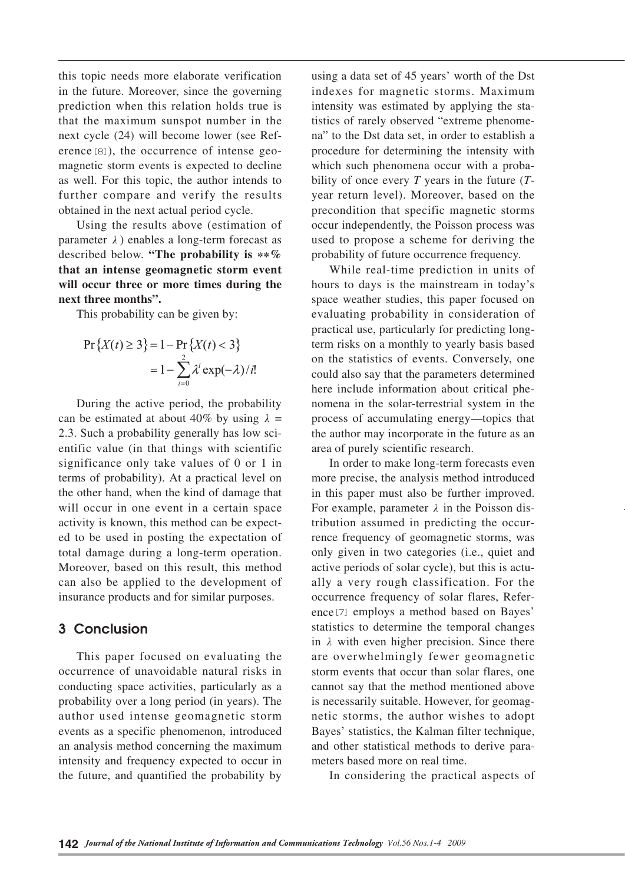this topic needs more elaborate verification in the future. Moreover, since the governing prediction when this relation holds true is that the maximum sunspot number in the next cycle (24) will become lower (see Reference[8]), the occurrence of intense geomagnetic storm events is expected to decline as well. For this topic, the author intends to further compare and verify the results obtained in the next actual period cycle.

Using the results above (estimation of parameter $\lambda$) enables a long-term forecast as described below. **"The probability is \*\*% that an intense geomagnetic storm event will occur three or more times during the next three months".**

This probability can be given by:

$$\Pr\{X(t) \geq 3\} = 1 - \Pr\{X(t) < 3\}$$
$$= 1 - \sum_{i=0}^{2} \lambda^i \exp(-\lambda)/i!$$

During the active period, the probability can be estimated at about 40% by using $\lambda$ = 2.3. Such a probability generally has low scientific value (in that things with scientific significance only take values of 0 or 1 in terms of probability). At a practical level on the other hand, when the kind of damage that will occur in one event in a certain space activity is known, this method can be expected to be used in posting the expectation of total damage during a long-term operation. Moreover, based on this result, this method can also be applied to the development of insurance products and for similar purposes.

## 3 Conclusion

This paper focused on evaluating the occurrence of unavoidable natural risks in conducting space activities, particularly as a probability over a long period (in years). The author used intense geomagnetic storm events as a specific phenomenon, introduced an analysis method concerning the maximum intensity and frequency expected to occur in the future, and quantified the probability by using a data set of 45 years' worth of the Dst indexes for magnetic storms. Maximum intensity was estimated by applying the statistics of rarely observed "extreme phenomena" to the Dst data set, in order to establish a procedure for determining the intensity with which such phenomena occur with a probability of once every $T$ years in the future ($T$-year return level). Moreover, based on the precondition that specific magnetic storms occur independently, the Poisson process was used to propose a scheme for deriving the probability of future occurrence frequency.

While real-time prediction in units of hours to days is the mainstream in today's space weather studies, this paper focused on evaluating probability in consideration of practical use, particularly for predicting long-term risks on a monthly to yearly basis based on the statistics of events. Conversely, one could also say that the parameters determined here include information about critical phenomena in the solar-terrestrial system in the process of accumulating energy—topics that the author may incorporate in the future as an area of purely scientific research.

In order to make long-term forecasts even more precise, the analysis method introduced in this paper must also be further improved. For example, parameter $\lambda$ in the Poisson distribution assumed in predicting the occurrence frequency of geomagnetic storms, was only given in two categories (i.e., quiet and active periods of solar cycle), but this is actually a very rough classification. For the occurrence frequency of solar flares, Reference[7] employs a method based on Bayes' statistics to determine the temporal changes in $\lambda$ with even higher precision. Since there are overwhelmingly fewer geomagnetic storm events that occur than solar flares, one cannot say that the method mentioned above is necessarily suitable. However, for geomagnetic storms, the author wishes to adopt Bayes' statistics, the Kalman filter technique, and other statistical methods to derive parameters based more on real time.

In considering the practical aspects of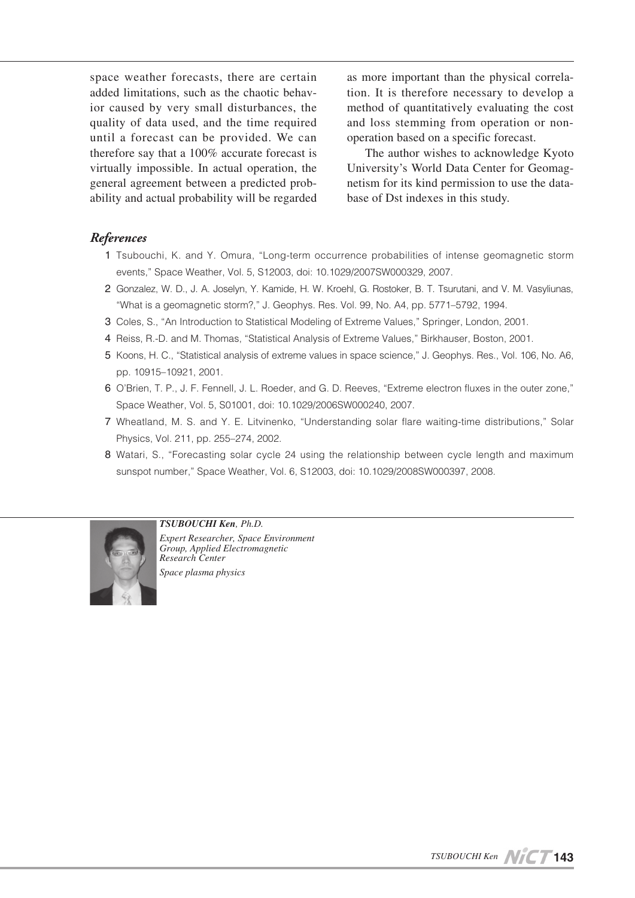space weather forecasts, there are certain added limitations, such as the chaotic behavior caused by very small disturbances, the quality of data used, and the time required until a forecast can be provided. We can therefore say that a 100% accurate forecast is virtually impossible. In actual operation, the general agreement between a predicted probability and actual probability will be regarded as more important than the physical correlation. It is therefore necessary to develop a method of quantitatively evaluating the cost and loss stemming from operation or non-operation based on a specific forecast.

The author wishes to acknowledge Kyoto University's World Data Center for Geomagnetism for its kind permission to use the database of Dst indexes in this study.

## *References*

1. Tsubouchi, K. and Y. Omura, "Long-term occurrence probabilities of intense geomagnetic storm events," Space Weather, Vol. 5, S12003, doi: 10.1029/2007SW000329, 2007.
2. Gonzalez, W. D., J. A. Joselyn, Y. Kamide, H. W. Kroehl, G. Rostoker, B. T. Tsurutani, and V. M. Vasyliunas, "What is a geomagnetic storm?," J. Geophys. Res. Vol. 99, No. A4, pp. 5771–5792, 1994.
3. Coles, S., "An Introduction to Statistical Modeling of Extreme Values," Springer, London, 2001.
4. Reiss, R.-D. and M. Thomas, "Statistical Analysis of Extreme Values," Birkhauser, Boston, 2001.
5. Koons, H. C., "Statistical analysis of extreme values in space science," J. Geophys. Res., Vol. 106, No. A6, pp. 10915–10921, 2001.
6. O'Brien, T. P., J. F. Fennell, J. L. Roeder, and G. D. Reeves, "Extreme electron fluxes in the outer zone," Space Weather, Vol. 5, S01001, doi: 10.1029/2006SW000240, 2007.
7. Wheatland, M. S. and Y. E. Litvinenko, "Understanding solar flare waiting-time distributions," Solar Physics, Vol. 211, pp. 255–274, 2002.
8. Watari, S., "Forecasting solar cycle 24 using the relationship between cycle length and maximum sunspot number," Space Weather, Vol. 6, S12003, doi: 10.1029/2008SW000397, 2008.

***TSUBOUCHI Ken**, Ph.D.*

*Expert Researcher, Space Environment Group, Applied Electromagnetic Research Center*

*Space plasma physics*